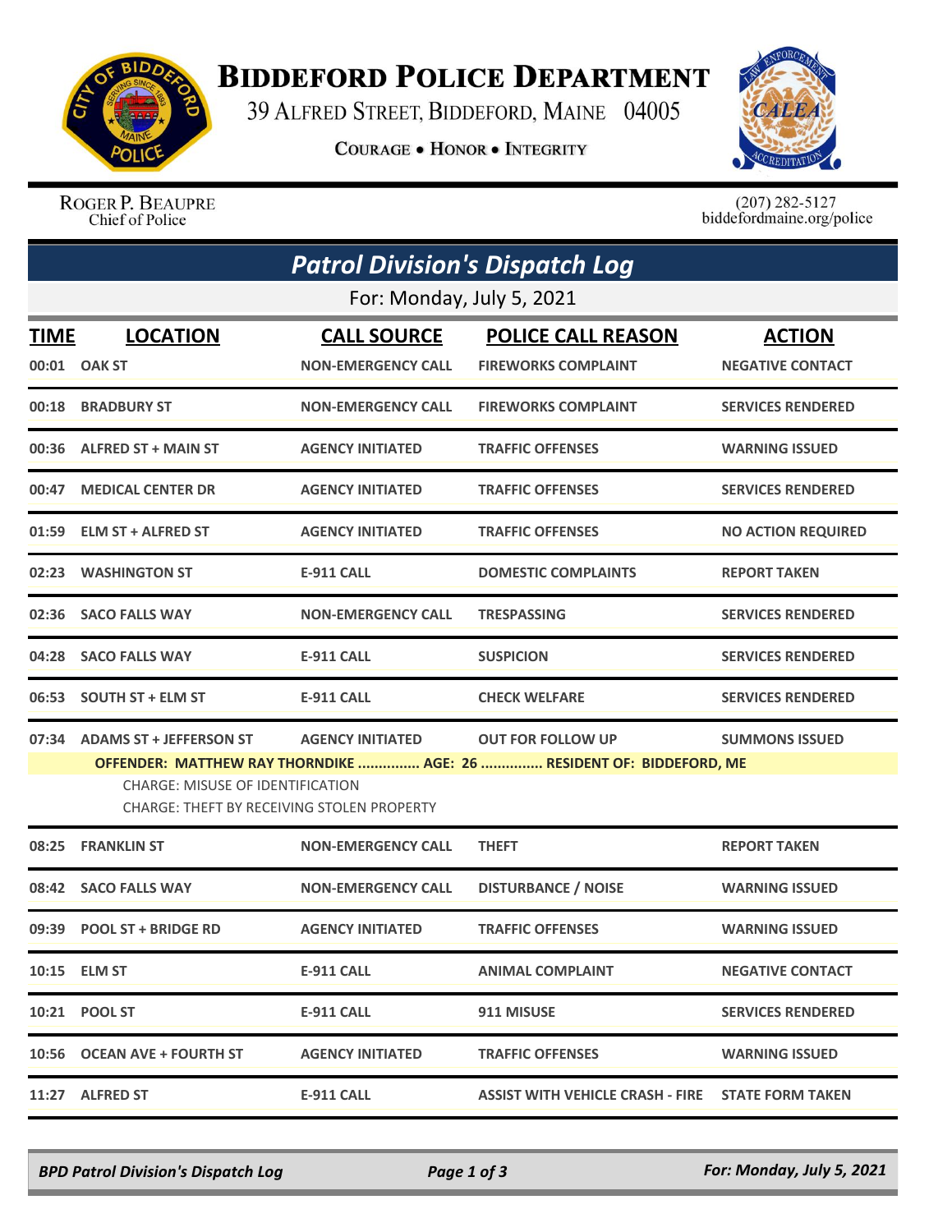# Biddeford Police Department

39 Alfred Street, Biddeford, Maine 04005

**Courage • Honor • Integrity**

Roger P. Beaupre
Chief of Police

(207) 282-5127
biddefordmaine.org/police

## *Patrol Division's Dispatch Log*

For: Monday, July 5, 2021

| TIME | LOCATION | CALL SOURCE | POLICE CALL REASON | ACTION |
|---|---|---|---|---|
| 00:01 | OAK ST | NON-EMERGENCY CALL | FIREWORKS COMPLAINT | NEGATIVE CONTACT |
| 00:18 | BRADBURY ST | NON-EMERGENCY CALL | FIREWORKS COMPLAINT | SERVICES RENDERED |
| 00:36 | ALFRED ST + MAIN ST | AGENCY INITIATED | TRAFFIC OFFENSES | WARNING ISSUED |
| 00:47 | MEDICAL CENTER DR | AGENCY INITIATED | TRAFFIC OFFENSES | SERVICES RENDERED |
| 01:59 | ELM ST + ALFRED ST | AGENCY INITIATED | TRAFFIC OFFENSES | NO ACTION REQUIRED |
| 02:23 | WASHINGTON ST | E-911 CALL | DOMESTIC COMPLAINTS | REPORT TAKEN |
| 02:36 | SACO FALLS WAY | NON-EMERGENCY CALL | TRESPASSING | SERVICES RENDERED |
| 04:28 | SACO FALLS WAY | E-911 CALL | SUSPICION | SERVICES RENDERED |
| 06:53 | SOUTH ST + ELM ST | E-911 CALL | CHECK WELFARE | SERVICES RENDERED |
| 07:34 | ADAMS ST + JEFFERSON ST | AGENCY INITIATED | OUT FOR FOLLOW UP | SUMMONS ISSUED |

**OFFENDER: MATTHEW RAY THORNDIKE ............... AGE: 26 ............... RESIDENT OF: BIDDEFORD, ME**

CHARGE: MISUSE OF IDENTIFICATION
CHARGE: THEFT BY RECEIVING STOLEN PROPERTY

| TIME | LOCATION | CALL SOURCE | POLICE CALL REASON | ACTION |
|---|---|---|---|---|
| 08:25 | FRANKLIN ST | NON-EMERGENCY CALL | THEFT | REPORT TAKEN |
| 08:42 | SACO FALLS WAY | NON-EMERGENCY CALL | DISTURBANCE / NOISE | WARNING ISSUED |
| 09:39 | POOL ST + BRIDGE RD | AGENCY INITIATED | TRAFFIC OFFENSES | WARNING ISSUED |
| 10:15 | ELM ST | E-911 CALL | ANIMAL COMPLAINT | NEGATIVE CONTACT |
| 10:21 | POOL ST | E-911 CALL | 911 MISUSE | SERVICES RENDERED |
| 10:56 | OCEAN AVE + FOURTH ST | AGENCY INITIATED | TRAFFIC OFFENSES | WARNING ISSUED |
| 11:27 | ALFRED ST | E-911 CALL | ASSIST WITH VEHICLE CRASH - FIRE | STATE FORM TAKEN |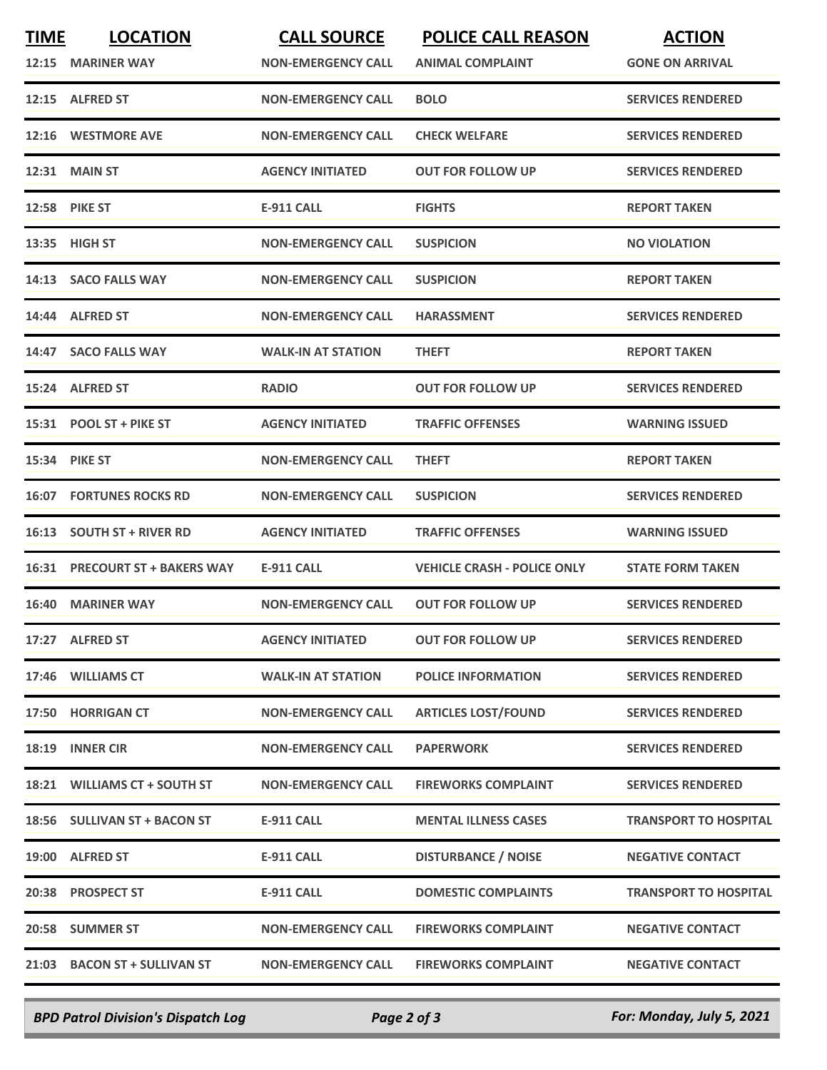| TIME | LOCATION | CALL SOURCE | POLICE CALL REASON | ACTION |
|---|---|---|---|---|
| 12:15 | MARINER WAY | NON-EMERGENCY CALL | ANIMAL COMPLAINT | GONE ON ARRIVAL |
| 12:15 | ALFRED ST | NON-EMERGENCY CALL | BOLO | SERVICES RENDERED |
| 12:16 | WESTMORE AVE | NON-EMERGENCY CALL | CHECK WELFARE | SERVICES RENDERED |
| 12:31 | MAIN ST | AGENCY INITIATED | OUT FOR FOLLOW UP | SERVICES RENDERED |
| 12:58 | PIKE ST | E-911 CALL | FIGHTS | REPORT TAKEN |
| 13:35 | HIGH ST | NON-EMERGENCY CALL | SUSPICION | NO VIOLATION |
| 14:13 | SACO FALLS WAY | NON-EMERGENCY CALL | SUSPICION | REPORT TAKEN |
| 14:44 | ALFRED ST | NON-EMERGENCY CALL | HARASSMENT | SERVICES RENDERED |
| 14:47 | SACO FALLS WAY | WALK-IN AT STATION | THEFT | REPORT TAKEN |
| 15:24 | ALFRED ST | RADIO | OUT FOR FOLLOW UP | SERVICES RENDERED |
| 15:31 | POOL ST + PIKE ST | AGENCY INITIATED | TRAFFIC OFFENSES | WARNING ISSUED |
| 15:34 | PIKE ST | NON-EMERGENCY CALL | THEFT | REPORT TAKEN |
| 16:07 | FORTUNES ROCKS RD | NON-EMERGENCY CALL | SUSPICION | SERVICES RENDERED |
| 16:13 | SOUTH ST + RIVER RD | AGENCY INITIATED | TRAFFIC OFFENSES | WARNING ISSUED |
| 16:31 | PRECOURT ST + BAKERS WAY | E-911 CALL | VEHICLE CRASH - POLICE ONLY | STATE FORM TAKEN |
| 16:40 | MARINER WAY | NON-EMERGENCY CALL | OUT FOR FOLLOW UP | SERVICES RENDERED |
| 17:27 | ALFRED ST | AGENCY INITIATED | OUT FOR FOLLOW UP | SERVICES RENDERED |
| 17:46 | WILLIAMS CT | WALK-IN AT STATION | POLICE INFORMATION | SERVICES RENDERED |
| 17:50 | HORRIGAN CT | NON-EMERGENCY CALL | ARTICLES LOST/FOUND | SERVICES RENDERED |
| 18:19 | INNER CIR | NON-EMERGENCY CALL | PAPERWORK | SERVICES RENDERED |
| 18:21 | WILLIAMS CT + SOUTH ST | NON-EMERGENCY CALL | FIREWORKS COMPLAINT | SERVICES RENDERED |
| 18:56 | SULLIVAN ST + BACON ST | E-911 CALL | MENTAL ILLNESS CASES | TRANSPORT TO HOSPITAL |
| 19:00 | ALFRED ST | E-911 CALL | DISTURBANCE / NOISE | NEGATIVE CONTACT |
| 20:38 | PROSPECT ST | E-911 CALL | DOMESTIC COMPLAINTS | TRANSPORT TO HOSPITAL |
| 20:58 | SUMMER ST | NON-EMERGENCY CALL | FIREWORKS COMPLAINT | NEGATIVE CONTACT |
| 21:03 | BACON ST + SULLIVAN ST | NON-EMERGENCY CALL | FIREWORKS COMPLAINT | NEGATIVE CONTACT |

*BPD Patrol Division's Dispatch Log* — *For: Monday, July 5, 2021*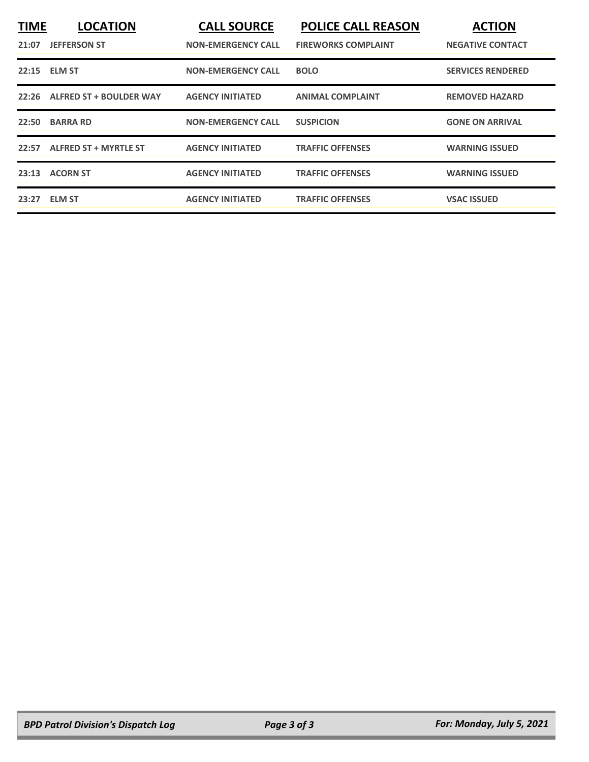| TIME | LOCATION | CALL SOURCE | POLICE CALL REASON | ACTION |
|---|---|---|---|---|
| 21:07 | JEFFERSON ST | NON-EMERGENCY CALL | FIREWORKS COMPLAINT | NEGATIVE CONTACT |
| 22:15 | ELM ST | NON-EMERGENCY CALL | BOLO | SERVICES RENDERED |
| 22:26 | ALFRED ST + BOULDER WAY | AGENCY INITIATED | ANIMAL COMPLAINT | REMOVED HAZARD |
| 22:50 | BARRA RD | NON-EMERGENCY CALL | SUSPICION | GONE ON ARRIVAL |
| 22:57 | ALFRED ST + MYRTLE ST | AGENCY INITIATED | TRAFFIC OFFENSES | WARNING ISSUED |
| 23:13 | ACORN ST | AGENCY INITIATED | TRAFFIC OFFENSES | WARNING ISSUED |
| 23:27 | ELM ST | AGENCY INITIATED | TRAFFIC OFFENSES | VSAC ISSUED |